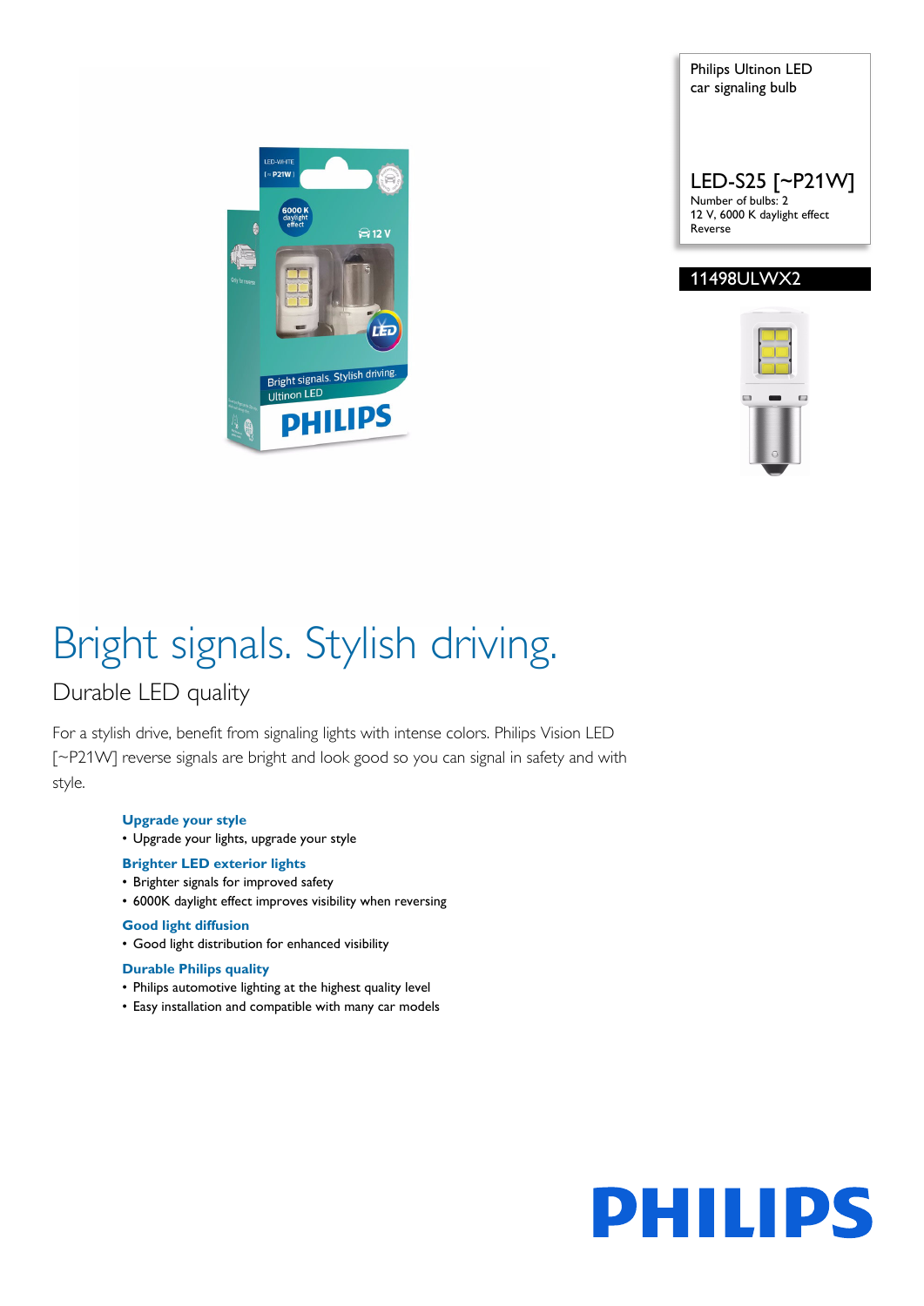Philips Ultinon LED car signaling bulb

LED-S25 [~P21W]
Number of bulbs: 2
12 V, 6000 K daylight effect
Reverse

11498ULWX2

# Bright signals. Stylish driving.

## Durable LED quality

For a stylish drive, benefit from signaling lights with intense colors. Philips Vision LED [~P21W] reverse signals are bright and look good so you can signal in safety and with style.

### Upgrade your style

- Upgrade your lights, upgrade your style

### Brighter LED exterior lights

- Brighter signals for improved safety
- 6000K daylight effect improves visibility when reversing

### Good light diffusion

- Good light distribution for enhanced visibility

### Durable Philips quality

- Philips automotive lighting at the highest quality level
- Easy installation and compatible with many car models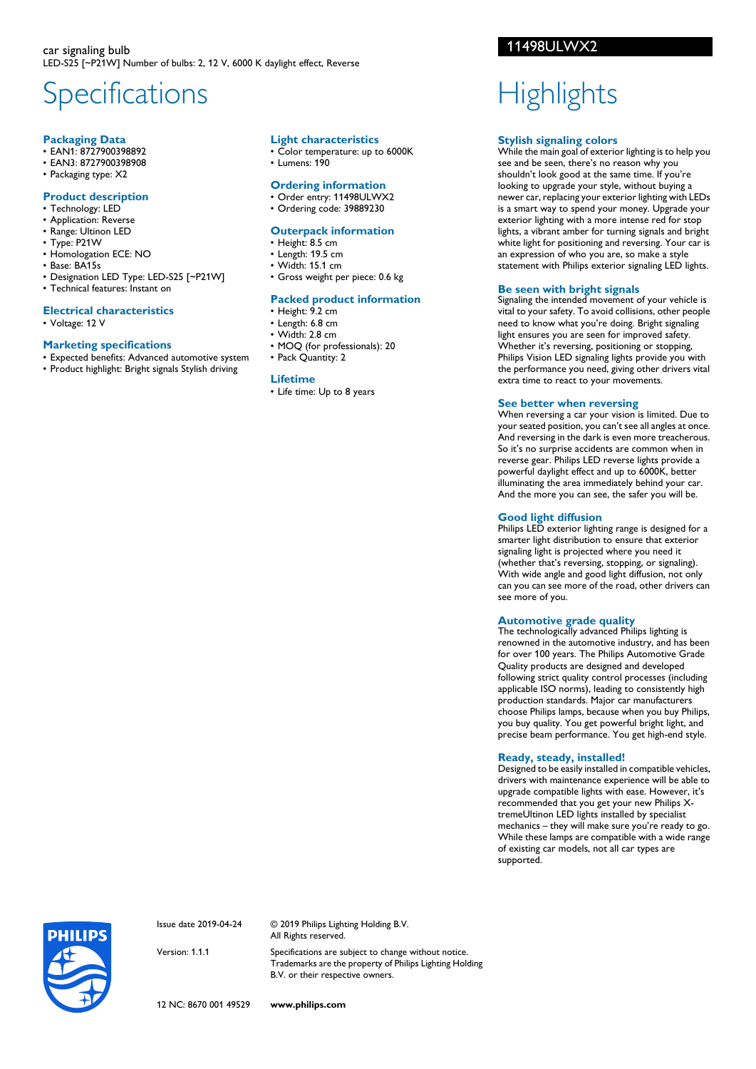car signaling bulb

LED-S25 [~P21W] Number of bulbs: 2, 12 V, 6000 K daylight effect, Reverse

# Specifications

### Packaging Data

- EAN1: 8727900398892
- EAN3: 8727900398908
- Packaging type: X2

### Product description

- Technology: LED
- Application: Reverse
- Range: Ultinon LED
- Type: P21W
- Homologation ECE: NO
- Base: BA15s
- Designation LED Type: LED-S25 [~P21W]
- Technical features: Instant on

### Electrical characteristics

- Voltage: 12 V

### Marketing specifications

- Expected benefits: Advanced automotive system
- Product highlight: Bright signals Stylish driving

### Light characteristics

- Color temperature: up to 6000K
- Lumens: 190

### Ordering information

- Order entry: 11498ULWX2
- Ordering code: 39889230

### Outerpack information

- Height: 8.5 cm
- Length: 19.5 cm
- Width: 15.1 cm
- Gross weight per piece: 0.6 kg

### Packed product information

- Height: 9.2 cm
- Length: 6.8 cm
- Width: 2.8 cm
- MOQ (for professionals): 20
- Pack Quantity: 2

### Lifetime

- Life time: Up to 8 years

11498ULWX2

# Highlights

### Stylish signaling colors

While the main goal of exterior lighting is to help you see and be seen, there's no reason why you shouldn't look good at the same time. If you're looking to upgrade your style, without buying a newer car, replacing your exterior lighting with LEDs is a smart way to spend your money. Upgrade your exterior lighting with a more intense red for stop lights, a vibrant amber for turning signals and bright white light for positioning and reversing. Your car is an expression of who you are, so make a style statement with Philips exterior signaling LED lights.

### Be seen with bright signals

Signaling the intended movement of your vehicle is vital to your safety. To avoid collisions, other people need to know what you're doing. Bright signaling light ensures you are seen for improved safety. Whether it's reversing, positioning or stopping, Philips Vision LED signaling lights provide you with the performance you need, giving other drivers vital extra time to react to your movements.

### See better when reversing

When reversing a car your vision is limited. Due to your seated position, you can't see all angles at once. And reversing in the dark is even more treacherous. So it's no surprise accidents are common when in reverse gear. Philips LED reverse lights provide a powerful daylight effect and up to 6000K, better illuminating the area immediately behind your car. And the more you can see, the safer you will be.

### Good light diffusion

Philips LED exterior lighting range is designed for a smarter light distribution to ensure that exterior signaling light is projected where you need it (whether that's reversing, stopping, or signaling). With wide angle and good light diffusion, not only can you can see more of the road, other drivers can see more of you.

### Automotive grade quality

The technologically advanced Philips lighting is renowned in the automotive industry, and has been for over 100 years. The Philips Automotive Grade Quality products are designed and developed following strict quality control processes (including applicable ISO norms), leading to consistently high production standards. Major car manufacturers choose Philips lamps, because when you buy Philips, you buy quality. You get powerful bright light, and precise beam performance. You get high-end style.

### Ready, steady, installed!

Designed to be easily installed in compatible vehicles, drivers with maintenance experience will be able to upgrade compatible lights with ease. However, it's recommended that you get your new Philips X-tremeUltinon LED lights installed by specialist mechanics – they will make sure you're ready to go. While these lamps are compatible with a wide range of existing car models, not all car types are supported.

Issue date 2019-04-24

Version: 1.1.1

12 NC: 8670 001 49529

© 2019 Philips Lighting Holding B.V.
All Rights reserved.

Specifications are subject to change without notice. Trademarks are the property of Philips Lighting Holding B.V. or their respective owners.

**www.philips.com**